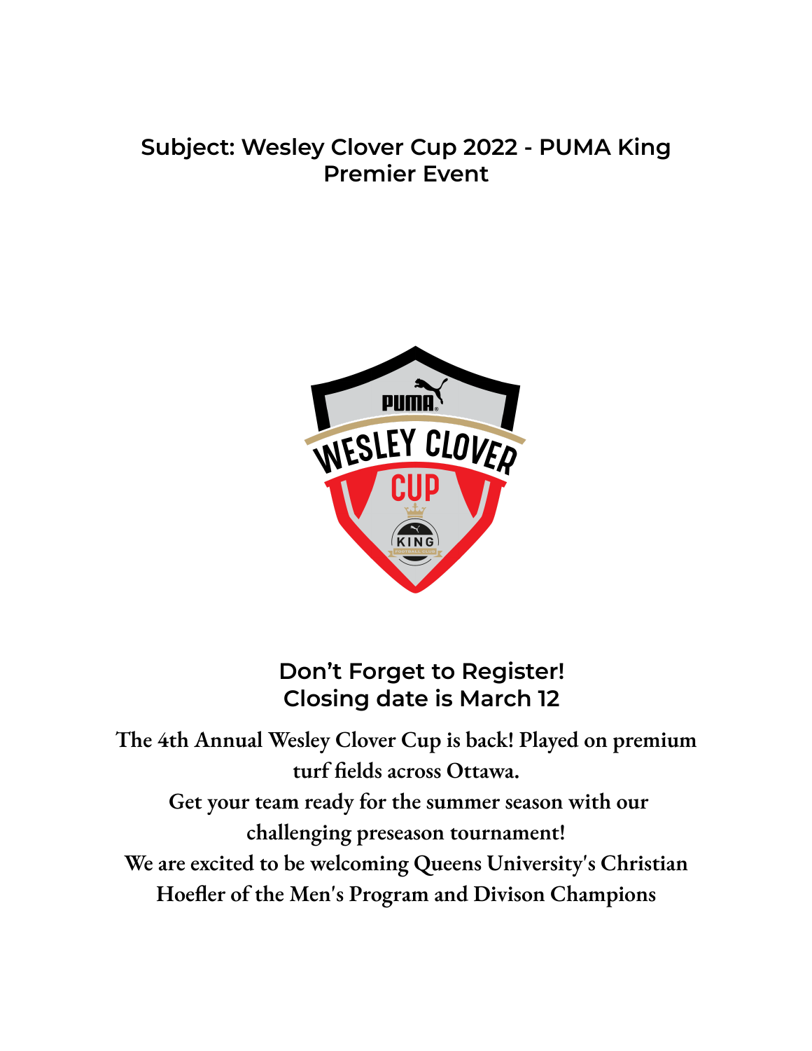## Subject: Wesley Clover Cup 2022 - PUMA King Premier Event

## Don't Forget to Register!
## Closing date is March 12

**The 4th Annual Wesley Clover Cup is back! Played on premium turf fields across Ottawa.**

**Get your team ready for the summer season with our challenging preseason tournament!**

**We are excited to be welcoming Queens University's Christian Hoefler of the Men's Program and Divison Champions**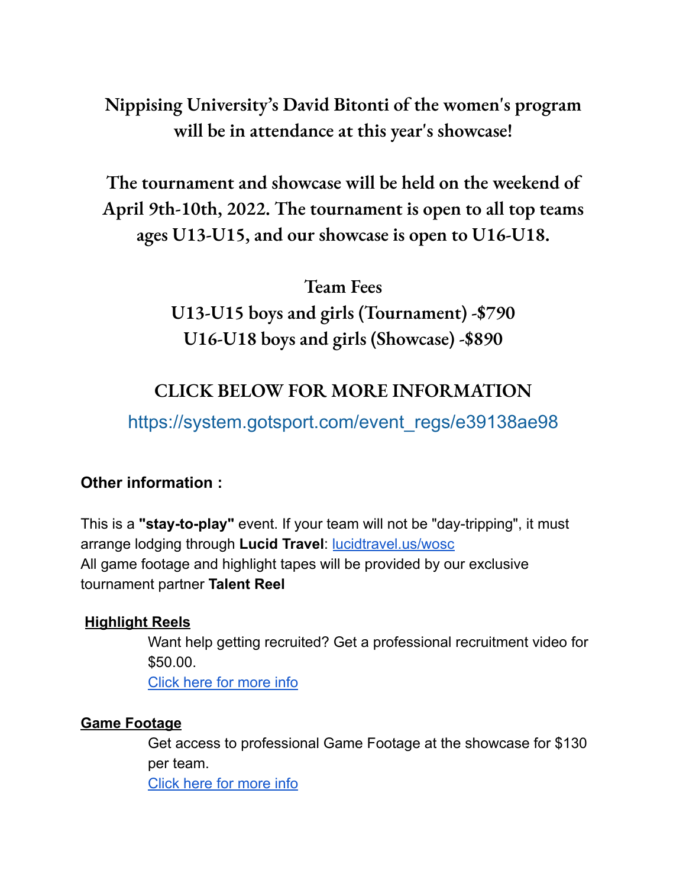**Nippising University's David Bitonti of the women's program will be in attendance at this year's showcase!**

**The tournament and showcase will be held on the weekend of April 9th-10th, 2022. The tournament is open to all top teams ages U13-U15, and our showcase is open to U16-U18.**

**Team Fees**
**U13-U15 boys and girls (Tournament) -$790**
**U16-U18 boys and girls (Showcase) -$890**

## CLICK BELOW FOR MORE INFORMATION

https://system.gotsport.com/event_regs/e39138ae98

### Other information :

This is a **"stay-to-play"** event. If your team will not be "day-tripping", it must arrange lodging through **Lucid Travel**: lucidtravel.us/wosc
All game footage and highlight tapes will be provided by our exclusive tournament partner **Talent Reel**

**Highlight Reels**

Want help getting recruited? Get a professional recruitment video for $50.00.
Click here for more info

**Game Footage**

Get access to professional Game Footage at the showcase for $130 per team.
Click here for more info